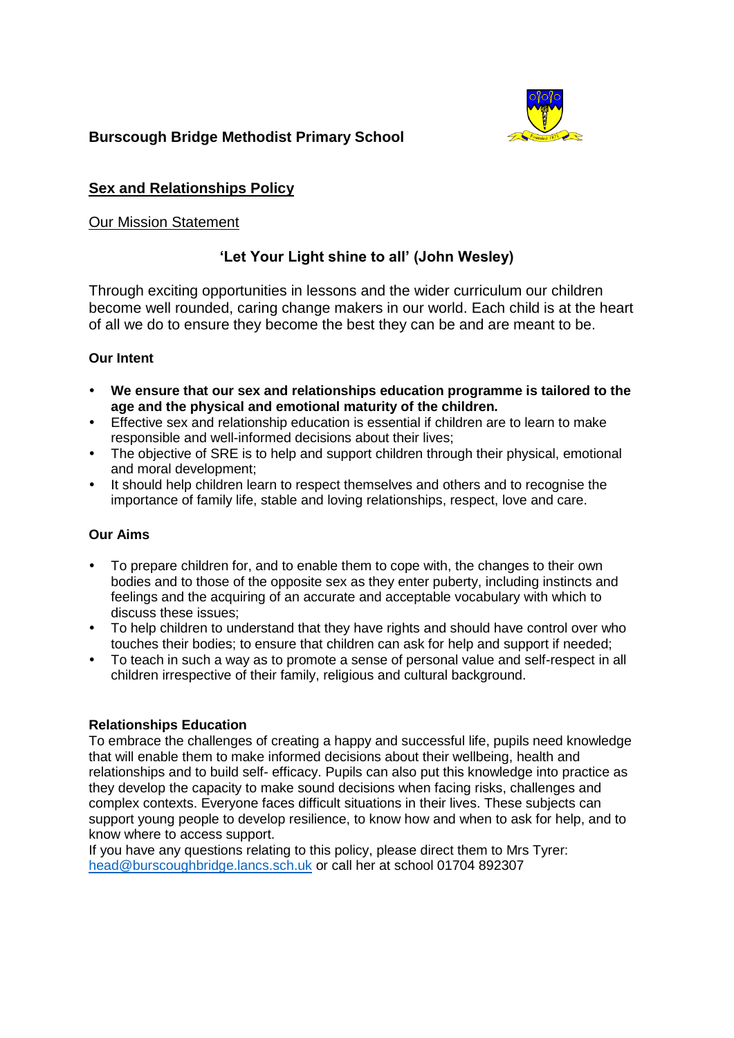**Burscough Bridge Methodist Primary School**

## Sex and Relationships Policy

Our Mission Statement

**'Let Your Light shine to all' (John Wesley)**

Through exciting opportunities in lessons and the wider curriculum our children become well rounded, caring change makers in our world. Each child is at the heart of all we do to ensure they become the best they can be and are meant to be.

### Our Intent

- **We ensure that our sex and relationships education programme is tailored to the age and the physical and emotional maturity of the children.**
- Effective sex and relationship education is essential if children are to learn to make responsible and well-informed decisions about their lives;
- The objective of SRE is to help and support children through their physical, emotional and moral development;
- It should help children learn to respect themselves and others and to recognise the importance of family life, stable and loving relationships, respect, love and care.

### Our Aims

- To prepare children for, and to enable them to cope with, the changes to their own bodies and to those of the opposite sex as they enter puberty, including instincts and feelings and the acquiring of an accurate and acceptable vocabulary with which to discuss these issues;
- To help children to understand that they have rights and should have control over who touches their bodies; to ensure that children can ask for help and support if needed;
- To teach in such a way as to promote a sense of personal value and self-respect in all children irrespective of their family, religious and cultural background.

### Relationships Education

To embrace the challenges of creating a happy and successful life, pupils need knowledge that will enable them to make informed decisions about their wellbeing, health and relationships and to build self- efficacy. Pupils can also put this knowledge into practice as they develop the capacity to make sound decisions when facing risks, challenges and complex contexts. Everyone faces difficult situations in their lives. These subjects can support young people to develop resilience, to know how and when to ask for help, and to know where to access support.

If you have any questions relating to this policy, please direct them to Mrs Tyrer: head@burscoughbridge.lancs.sch.uk or call her at school 01704 892307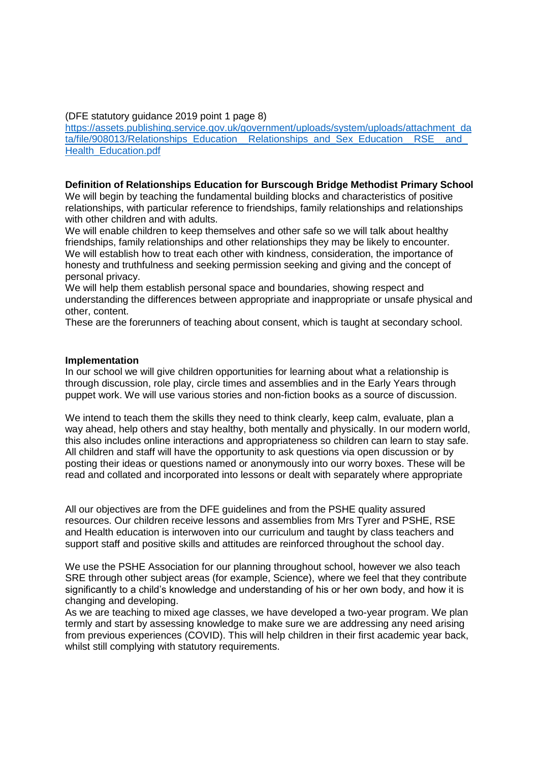(DFE statutory guidance 2019 point 1 page 8)
https://assets.publishing.service.gov.uk/government/uploads/system/uploads/attachment_data/file/908013/Relationships_Education__Relationships_and_Sex_Education__RSE__and_Health_Education.pdf

**Definition of Relationships Education for Burscough Bridge Methodist Primary School**

We will begin by teaching the fundamental building blocks and characteristics of positive relationships, with particular reference to friendships, family relationships and relationships with other children and with adults.

We will enable children to keep themselves and other safe so we will talk about healthy friendships, family relationships and other relationships they may be likely to encounter.

We will establish how to treat each other with kindness, consideration, the importance of honesty and truthfulness and seeking permission seeking and giving and the concept of personal privacy.

We will help them establish personal space and boundaries, showing respect and understanding the differences between appropriate and inappropriate or unsafe physical and other, content.

These are the forerunners of teaching about consent, which is taught at secondary school.

**Implementation**

In our school we will give children opportunities for learning about what a relationship is through discussion, role play, circle times and assemblies and in the Early Years through puppet work. We will use various stories and non-fiction books as a source of discussion.

We intend to teach them the skills they need to think clearly, keep calm, evaluate, plan a way ahead, help others and stay healthy, both mentally and physically. In our modern world, this also includes online interactions and appropriateness so children can learn to stay safe. All children and staff will have the opportunity to ask questions via open discussion or by posting their ideas or questions named or anonymously into our worry boxes. These will be read and collated and incorporated into lessons or dealt with separately where appropriate

All our objectives are from the DFE guidelines and from the PSHE quality assured resources. Our children receive lessons and assemblies from Mrs Tyrer and PSHE, RSE and Health education is interwoven into our curriculum and taught by class teachers and support staff and positive skills and attitudes are reinforced throughout the school day.

We use the PSHE Association for our planning throughout school, however we also teach SRE through other subject areas (for example, Science), where we feel that they contribute significantly to a child's knowledge and understanding of his or her own body, and how it is changing and developing.

As we are teaching to mixed age classes, we have developed a two-year program. We plan termly and start by assessing knowledge to make sure we are addressing any need arising from previous experiences (COVID). This will help children in their first academic year back, whilst still complying with statutory requirements.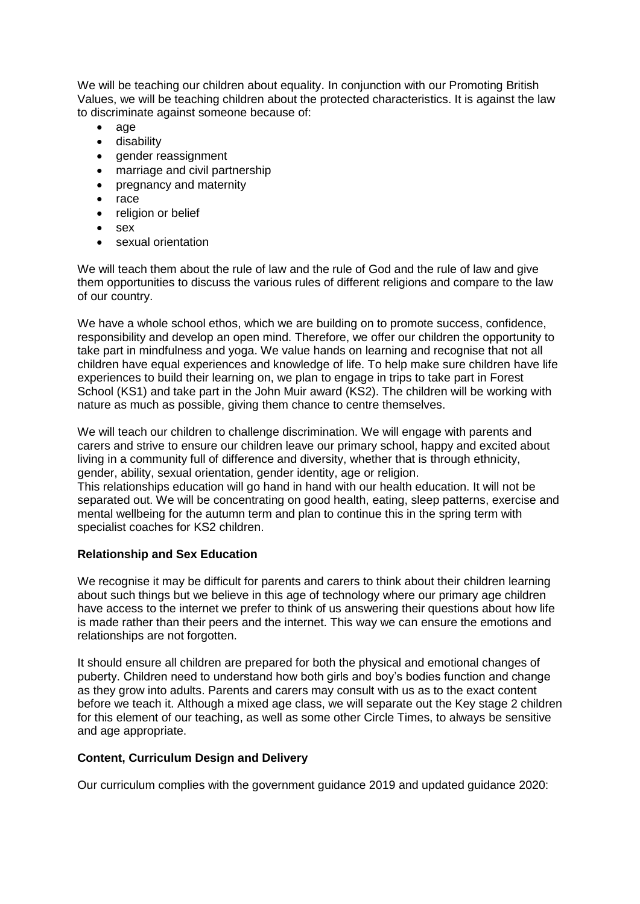We will be teaching our children about equality. In conjunction with our Promoting British Values, we will be teaching children about the protected characteristics. It is against the law to discriminate against someone because of:

- age
- disability
- gender reassignment
- marriage and civil partnership
- pregnancy and maternity
- race
- religion or belief
- sex
- sexual orientation

We will teach them about the rule of law and the rule of God and the rule of law and give them opportunities to discuss the various rules of different religions and compare to the law of our country.

We have a whole school ethos, which we are building on to promote success, confidence, responsibility and develop an open mind. Therefore, we offer our children the opportunity to take part in mindfulness and yoga. We value hands on learning and recognise that not all children have equal experiences and knowledge of life. To help make sure children have life experiences to build their learning on, we plan to engage in trips to take part in Forest School (KS1) and take part in the John Muir award (KS2). The children will be working with nature as much as possible, giving them chance to centre themselves.

We will teach our children to challenge discrimination. We will engage with parents and carers and strive to ensure our children leave our primary school, happy and excited about living in a community full of difference and diversity, whether that is through ethnicity, gender, ability, sexual orientation, gender identity, age or religion.
This relationships education will go hand in hand with our health education. It will not be separated out. We will be concentrating on good health, eating, sleep patterns, exercise and mental wellbeing for the autumn term and plan to continue this in the spring term with specialist coaches for KS2 children.

**Relationship and Sex Education**

We recognise it may be difficult for parents and carers to think about their children learning about such things but we believe in this age of technology where our primary age children have access to the internet we prefer to think of us answering their questions about how life is made rather than their peers and the internet. This way we can ensure the emotions and relationships are not forgotten.

It should ensure all children are prepared for both the physical and emotional changes of puberty. Children need to understand how both girls and boy's bodies function and change as they grow into adults. Parents and carers may consult with us as to the exact content before we teach it. Although a mixed age class, we will separate out the Key stage 2 children for this element of our teaching, as well as some other Circle Times, to always be sensitive and age appropriate.

**Content, Curriculum Design and Delivery**

Our curriculum complies with the government guidance 2019 and updated guidance 2020: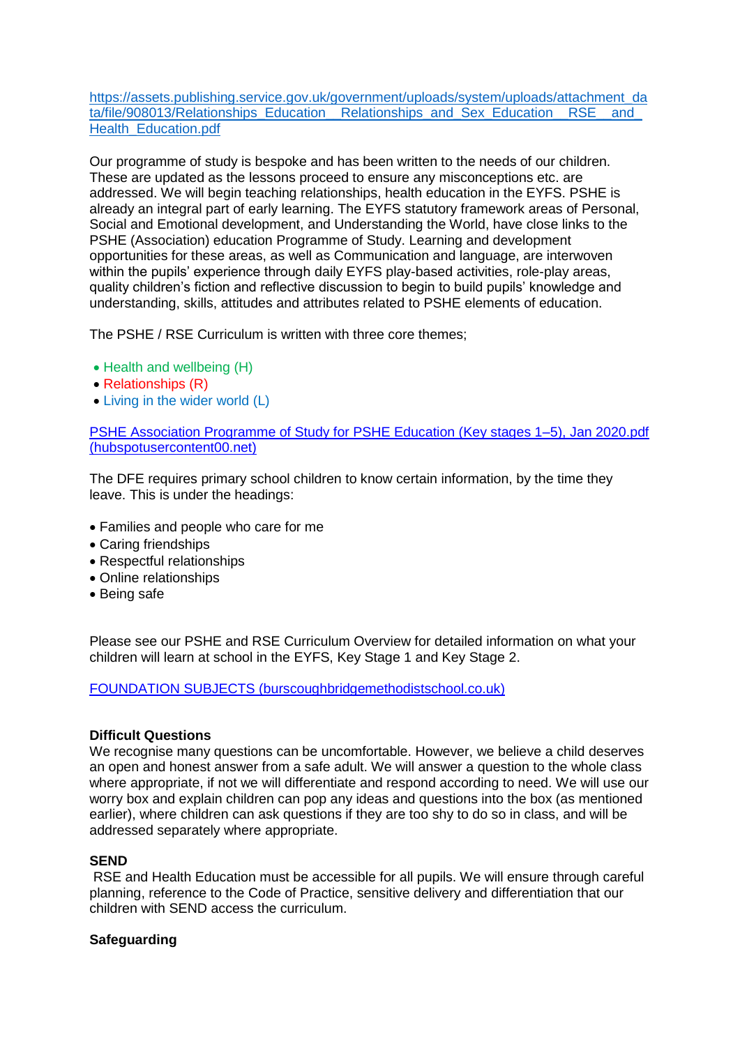https://assets.publishing.service.gov.uk/government/uploads/system/uploads/attachment_data/file/908013/Relationships_Education__Relationships_and_Sex_Education__RSE__and_Health_Education.pdf

Our programme of study is bespoke and has been written to the needs of our children. These are updated as the lessons proceed to ensure any misconceptions etc. are addressed. We will begin teaching relationships, health education in the EYFS. PSHE is already an integral part of early learning. The EYFS statutory framework areas of Personal, Social and Emotional development, and Understanding the World, have close links to the PSHE (Association) education Programme of Study. Learning and development opportunities for these areas, as well as Communication and language, are interwoven within the pupils' experience through daily EYFS play-based activities, role-play areas, quality children's fiction and reflective discussion to begin to build pupils' knowledge and understanding, skills, attitudes and attributes related to PSHE elements of education.

The PSHE / RSE Curriculum is written with three core themes;

- Health and wellbeing (H)
- Relationships (R)
- Living in the wider world (L)

PSHE Association Programme of Study for PSHE Education (Key stages 1–5), Jan 2020.pdf (hubspotusercontent00.net)

The DFE requires primary school children to know certain information, by the time they leave. This is under the headings:

- Families and people who care for me
- Caring friendships
- Respectful relationships
- Online relationships
- Being safe

Please see our PSHE and RSE Curriculum Overview for detailed information on what your children will learn at school in the EYFS, Key Stage 1 and Key Stage 2.

FOUNDATION SUBJECTS (burscoughbridgemethodistschool.co.uk)

**Difficult Questions**

We recognise many questions can be uncomfortable. However, we believe a child deserves an open and honest answer from a safe adult. We will answer a question to the whole class where appropriate, if not we will differentiate and respond according to need. We will use our worry box and explain children can pop any ideas and questions into the box (as mentioned earlier), where children can ask questions if they are too shy to do so in class, and will be addressed separately where appropriate.

**SEND**

RSE and Health Education must be accessible for all pupils. We will ensure through careful planning, reference to the Code of Practice, sensitive delivery and differentiation that our children with SEND access the curriculum.

**Safeguarding**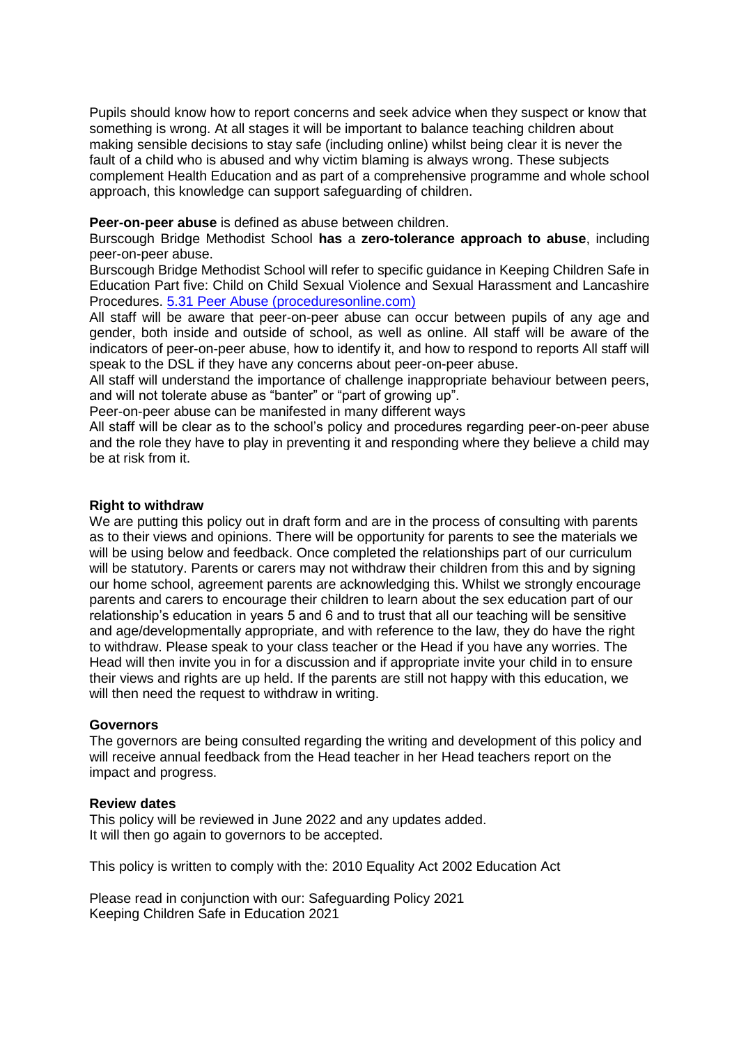Pupils should know how to report concerns and seek advice when they suspect or know that something is wrong. At all stages it will be important to balance teaching children about making sensible decisions to stay safe (including online) whilst being clear it is never the fault of a child who is abused and why victim blaming is always wrong. These subjects complement Health Education and as part of a comprehensive programme and whole school approach, this knowledge can support safeguarding of children.

**Peer-on-peer abuse** is defined as abuse between children.

Burscough Bridge Methodist School **has** a **zero-tolerance approach to abuse**, including peer-on-peer abuse.

Burscough Bridge Methodist School will refer to specific guidance in Keeping Children Safe in Education Part five: Child on Child Sexual Violence and Sexual Harassment and Lancashire Procedures. [5.31 Peer Abuse (proceduresonline.com)](5.31 Peer Abuse (proceduresonline.com))

All staff will be aware that peer-on-peer abuse can occur between pupils of any age and gender, both inside and outside of school, as well as online. All staff will be aware of the indicators of peer-on-peer abuse, how to identify it, and how to respond to reports All staff will speak to the DSL if they have any concerns about peer-on-peer abuse.

All staff will understand the importance of challenge inappropriate behaviour between peers, and will not tolerate abuse as "banter" or "part of growing up".

Peer-on-peer abuse can be manifested in many different ways

All staff will be clear as to the school's policy and procedures regarding peer-on-peer abuse and the role they have to play in preventing it and responding where they believe a child may be at risk from it.

**Right to withdraw**

We are putting this policy out in draft form and are in the process of consulting with parents as to their views and opinions. There will be opportunity for parents to see the materials we will be using below and feedback. Once completed the relationships part of our curriculum will be statutory. Parents or carers may not withdraw their children from this and by signing our home school, agreement parents are acknowledging this. Whilst we strongly encourage parents and carers to encourage their children to learn about the sex education part of our relationship's education in years 5 and 6 and to trust that all our teaching will be sensitive and age/developmentally appropriate, and with reference to the law, they do have the right to withdraw. Please speak to your class teacher or the Head if you have any worries. The Head will then invite you in for a discussion and if appropriate invite your child in to ensure their views and rights are up held. If the parents are still not happy with this education, we will then need the request to withdraw in writing.

**Governors**

The governors are being consulted regarding the writing and development of this policy and will receive annual feedback from the Head teacher in her Head teachers report on the impact and progress.

**Review dates**

This policy will be reviewed in June 2022 and any updates added.
It will then go again to governors to be accepted.

This policy is written to comply with the: 2010 Equality Act 2002 Education Act

Please read in conjunction with our: Safeguarding Policy 2021
Keeping Children Safe in Education 2021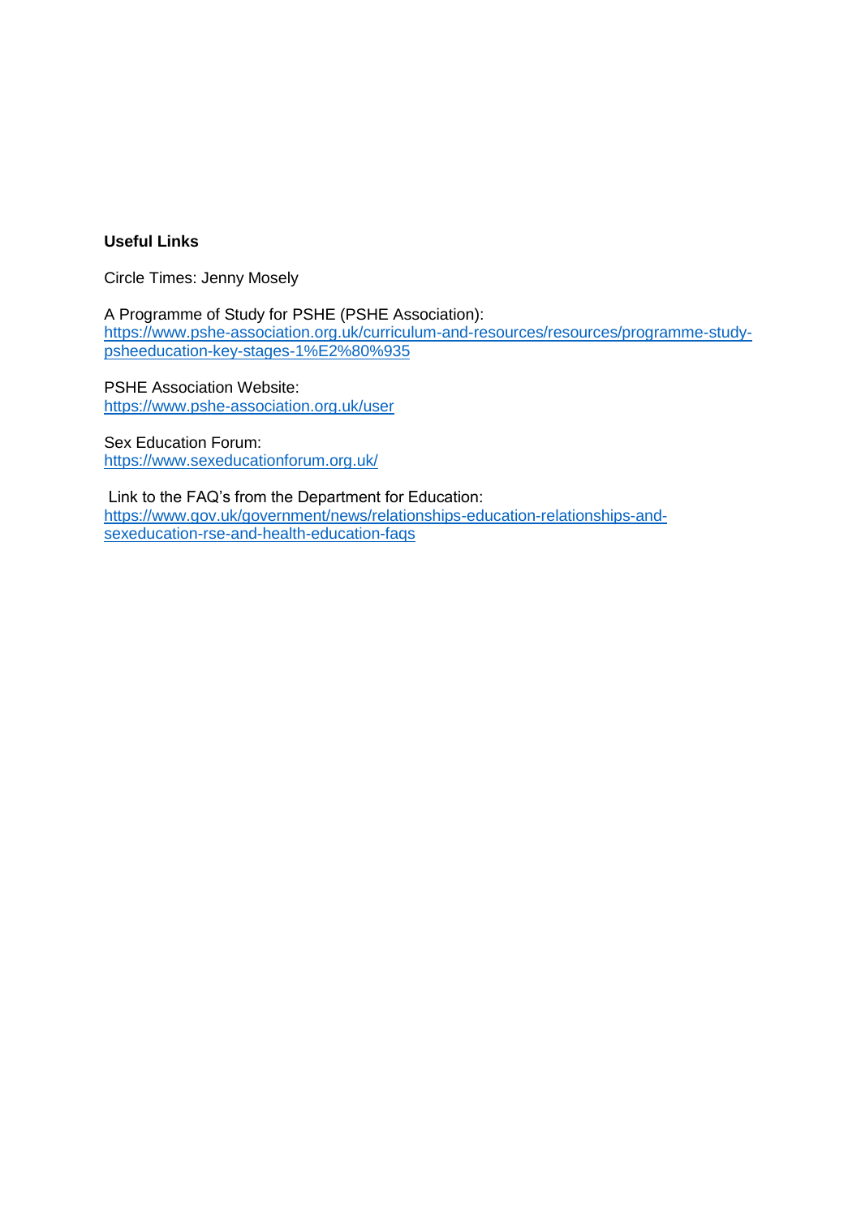**Useful Links**

Circle Times: Jenny Mosely

A Programme of Study for PSHE (PSHE Association):
https://www.pshe-association.org.uk/curriculum-and-resources/resources/programme-study-psheeducation-key-stages-1%E2%80%935

PSHE Association Website:
https://www.pshe-association.org.uk/user

Sex Education Forum:
https://www.sexeducationforum.org.uk/

Link to the FAQ's from the Department for Education:
https://www.gov.uk/government/news/relationships-education-relationships-and-sexeducation-rse-and-health-education-faqs